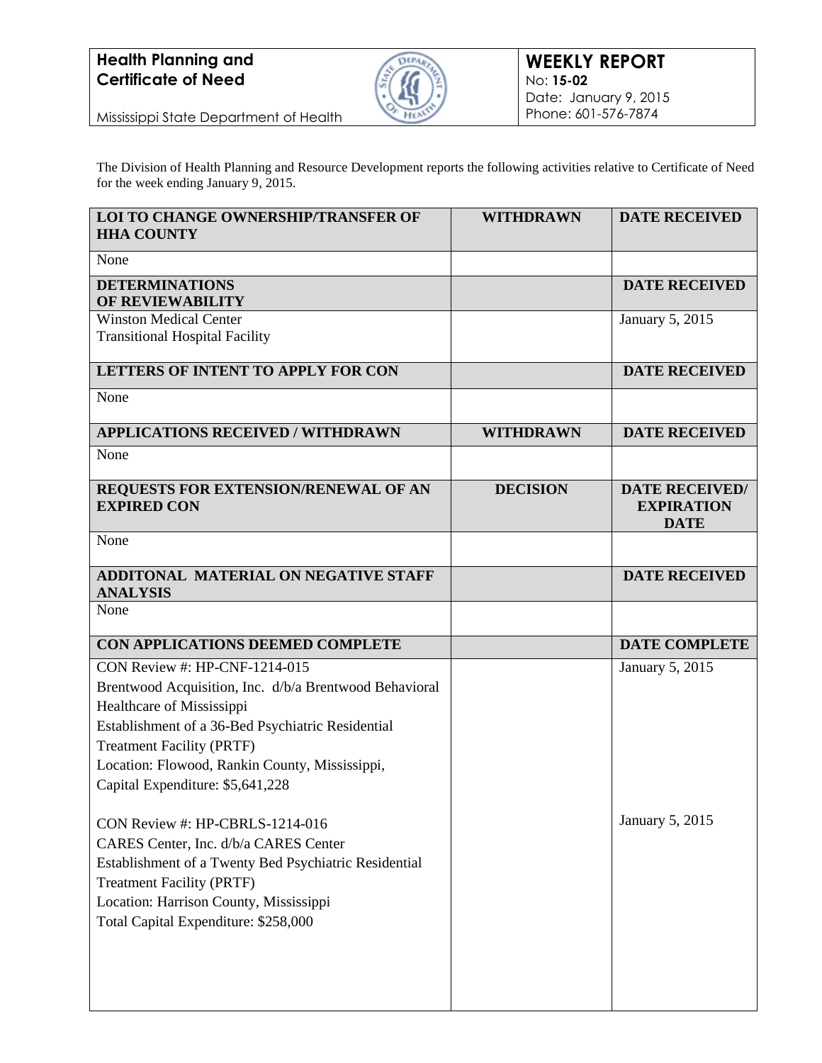**Health Planning and Certificate of Need**

Mississippi State Department of Health

# WEEKLY REPORT

No: **15-02**
Date: January 9, 2015
Phone: 601-576-7874

The Division of Health Planning and Resource Development reports the following activities relative to Certificate of Need for the week ending January 9, 2015.

| LOI TO CHANGE OWNERSHIP/TRANSFER OF HHA COUNTY | WITHDRAWN | DATE RECEIVED |
|---|---|---|
| None | | |
| **DETERMINATIONS OF REVIEWABILITY** | | **DATE RECEIVED** |
| Winston Medical Center<br>Transitional Hospital Facility | | January 5, 2015 |
| **LETTERS OF INTENT TO APPLY FOR CON** | | **DATE RECEIVED** |
| None | | |
| **APPLICATIONS RECEIVED / WITHDRAWN** | **WITHDRAWN** | **DATE RECEIVED** |
| None | | |
| **REQUESTS FOR EXTENSION/RENEWAL OF AN EXPIRED CON** | **DECISION** | **DATE RECEIVED/ EXPIRATION DATE** |
| None | | |
| **ADDITONAL MATERIAL ON NEGATIVE STAFF ANALYSIS** | | **DATE RECEIVED** |
| None | | |
| **CON APPLICATIONS DEEMED COMPLETE** | | **DATE COMPLETE** |
| CON Review #: HP-CNF-1214-015<br>Brentwood Acquisition, Inc. d/b/a Brentwood Behavioral Healthcare of Mississippi<br>Establishment of a 36-Bed Psychiatric Residential Treatment Facility (PRTF)<br>Location: Flowood, Rankin County, Mississippi,<br>Capital Expenditure: $5,641,228 | | January 5, 2015 |
| CON Review #: HP-CBRLS-1214-016<br>CARES Center, Inc. d/b/a CARES Center<br>Establishment of a Twenty Bed Psychiatric Residential Treatment Facility (PRTF)<br>Location: Harrison County, Mississippi<br>Total Capital Expenditure: $258,000 | | January 5, 2015 |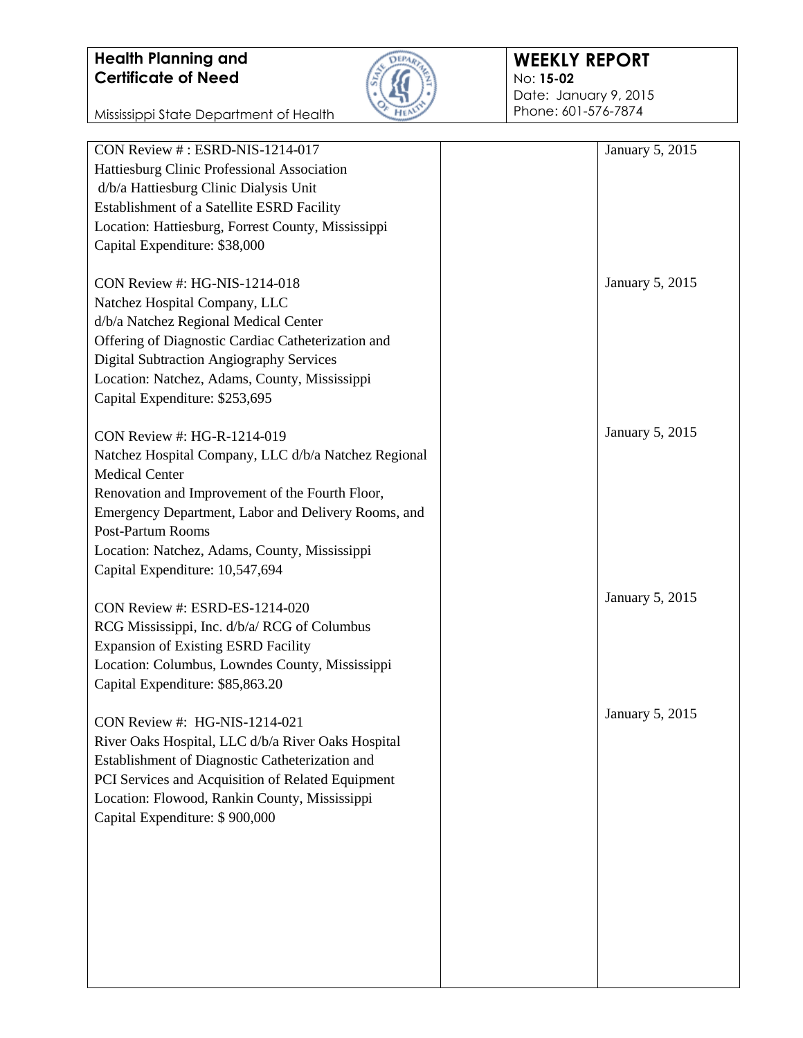**Health Planning and Certificate of Need**

Mississippi State Department of Health

**WEEKLY REPORT**
No: **15-02**
Date: January 9, 2015
Phone: 601-576-7874

| | | |
|---|---|---|
| CON Review # : ESRD-NIS-1214-017<br>Hattiesburg Clinic Professional Association<br>d/b/a Hattiesburg Clinic Dialysis Unit<br>Establishment of a Satellite ESRD Facility<br>Location: Hattiesburg, Forrest County, Mississippi<br>Capital Expenditure: $38,000 | | January 5, 2015 |
| CON Review #: HG-NIS-1214-018<br>Natchez Hospital Company, LLC<br>d/b/a Natchez Regional Medical Center<br>Offering of Diagnostic Cardiac Catheterization and Digital Subtraction Angiography Services<br>Location: Natchez, Adams, County, Mississippi<br>Capital Expenditure: $253,695 | | January 5, 2015 |
| CON Review #: HG-R-1214-019<br>Natchez Hospital Company, LLC d/b/a Natchez Regional Medical Center<br>Renovation and Improvement of the Fourth Floor, Emergency Department, Labor and Delivery Rooms, and Post-Partum Rooms<br>Location: Natchez, Adams, County, Mississippi<br>Capital Expenditure: 10,547,694 | | January 5, 2015 |
| CON Review #: ESRD-ES-1214-020<br>RCG Mississippi, Inc. d/b/a/ RCG of Columbus<br>Expansion of Existing ESRD Facility<br>Location: Columbus, Lowndes County, Mississippi<br>Capital Expenditure: $85,863.20 | | January 5, 2015 |
| CON Review #: HG-NIS-1214-021<br>River Oaks Hospital, LLC d/b/a River Oaks Hospital<br>Establishment of Diagnostic Catheterization and PCI Services and Acquisition of Related Equipment<br>Location: Flowood, Rankin County, Mississippi<br>Capital Expenditure: $ 900,000 | | January 5, 2015 |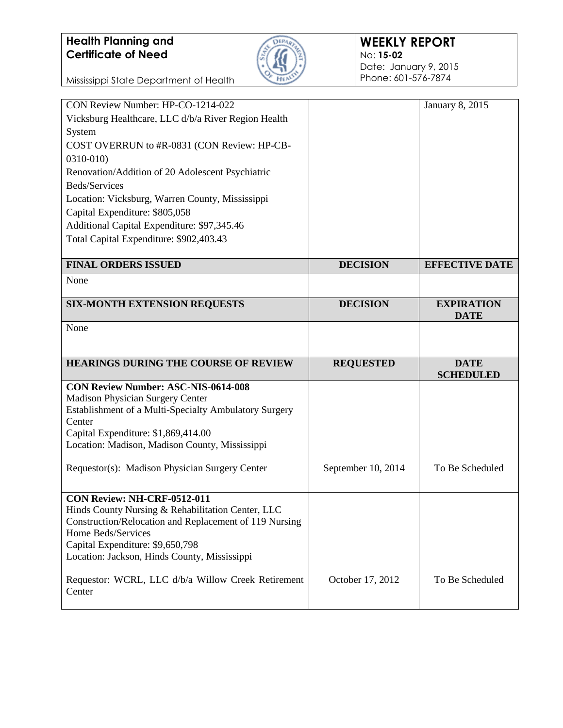| | | |
|---|---|---|
| CON Review Number: HP-CO-1214-022<br>Vicksburg Healthcare, LLC d/b/a River Region Health System<br>COST OVERRUN to #R-0831 (CON Review: HP-CB-0310-010)<br>Renovation/Addition of 20 Adolescent Psychiatric Beds/Services<br>Location: Vicksburg, Warren County, Mississippi<br>Capital Expenditure: $805,058<br>Additional Capital Expenditure: $97,345.46<br>Total Capital Expenditure: $902,403.43 | | January 8, 2015 |

| FINAL ORDERS ISSUED | DECISION | EFFECTIVE DATE |
|---|---|---|
| None | | |

| SIX-MONTH EXTENSION REQUESTS | DECISION | EXPIRATION DATE |
|---|---|---|
| None | | |

| HEARINGS DURING THE COURSE OF REVIEW | REQUESTED | DATE SCHEDULED |
|---|---|---|
| **CON Review Number: ASC-NIS-0614-008**<br>Madison Physician Surgery Center<br>Establishment of a Multi-Specialty Ambulatory Surgery Center<br>Capital Expenditure: $1,869,414.00<br>Location: Madison, Madison County, Mississippi<br><br>Requestor(s): Madison Physician Surgery Center | September 10, 2014 | To Be Scheduled |
| **CON Review: NH-CRF-0512-011**<br>Hinds County Nursing & Rehabilitation Center, LLC<br>Construction/Relocation and Replacement of 119 Nursing Home Beds/Services<br>Capital Expenditure: $9,650,798<br>Location: Jackson, Hinds County, Mississippi<br><br>Requestor: WCRL, LLC d/b/a Willow Creek Retirement Center | October 17, 2012 | To Be Scheduled |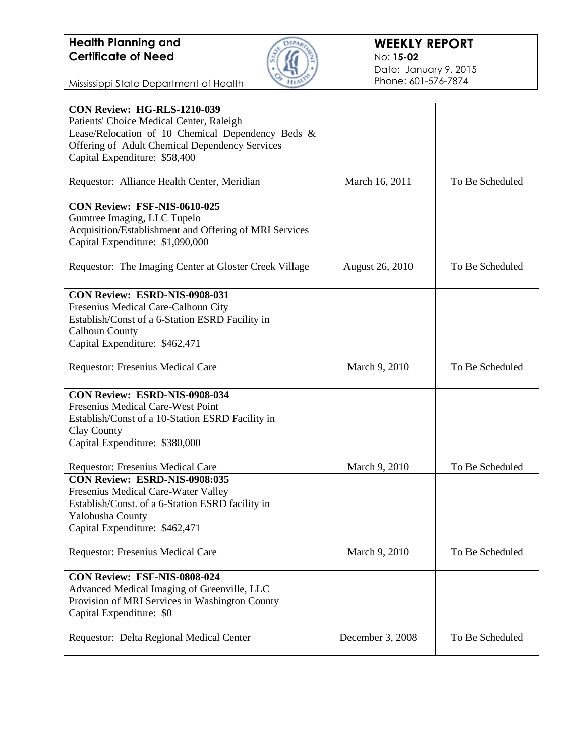| | | |
|---|---|---|
| **CON Review: HG-RLS-1210-039**<br>Patients' Choice Medical Center, Raleigh<br>Lease/Relocation of 10 Chemical Dependency Beds & Offering of Adult Chemical Dependency Services<br>Capital Expenditure: $58,400<br><br>Requestor: Alliance Health Center, Meridian | March 16, 2011 | To Be Scheduled |
| **CON Review: FSF-NIS-0610-025**<br>Gumtree Imaging, LLC Tupelo<br>Acquisition/Establishment and Offering of MRI Services<br>Capital Expenditure: $1,090,000<br><br>Requestor: The Imaging Center at Gloster Creek Village | August 26, 2010 | To Be Scheduled |
| **CON Review: ESRD-NIS-0908-031**<br>Fresenius Medical Care-Calhoun City<br>Establish/Const of a 6-Station ESRD Facility in Calhoun County<br>Capital Expenditure: $462,471<br><br>Requestor: Fresenius Medical Care | March 9, 2010 | To Be Scheduled |
| **CON Review: ESRD-NIS-0908-034**<br>Fresenius Medical Care-West Point<br>Establish/Const of a 10-Station ESRD Facility in Clay County<br>Capital Expenditure: $380,000<br><br>Requestor: Fresenius Medical Care | March 9, 2010 | To Be Scheduled |
| **CON Review: ESRD-NIS-0908:035**<br>Fresenius Medical Care-Water Valley<br>Establish/Const. of a 6-Station ESRD facility in Yalobusha County<br>Capital Expenditure: $462,471<br><br>Requestor: Fresenius Medical Care | March 9, 2010 | To Be Scheduled |
| **CON Review: FSF-NIS-0808-024**<br>Advanced Medical Imaging of Greenville, LLC<br>Provision of MRI Services in Washington County<br>Capital Expenditure: $0<br><br>Requestor: Delta Regional Medical Center | December 3, 2008 | To Be Scheduled |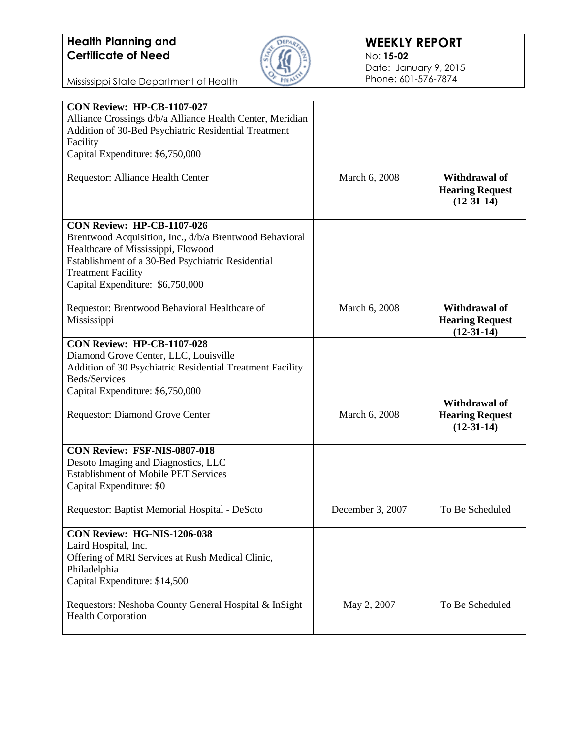| | | |
|---|---|---|
| **CON Review: HP-CB-1107-027**<br>Alliance Crossings d/b/a Alliance Health Center, Meridian<br>Addition of 30-Bed Psychiatric Residential Treatment Facility<br>Capital Expenditure: $6,750,000<br><br>Requestor: Alliance Health Center | March 6, 2008 | **Withdrawal of Hearing Request (12-31-14)** |
| **CON Review: HP-CB-1107-026**<br>Brentwood Acquisition, Inc., d/b/a Brentwood Behavioral Healthcare of Mississippi, Flowood<br>Establishment of a 30-Bed Psychiatric Residential Treatment Facility<br>Capital Expenditure: $6,750,000<br><br>Requestor: Brentwood Behavioral Healthcare of Mississippi | March 6, 2008 | **Withdrawal of Hearing Request (12-31-14)** |
| **CON Review: HP-CB-1107-028**<br>Diamond Grove Center, LLC, Louisville<br>Addition of 30 Psychiatric Residential Treatment Facility Beds/Services<br>Capital Expenditure: $6,750,000<br><br>Requestor: Diamond Grove Center | March 6, 2008 | **Withdrawal of Hearing Request (12-31-14)** |
| **CON Review: FSF-NIS-0807-018**<br>Desoto Imaging and Diagnostics, LLC<br>Establishment of Mobile PET Services<br>Capital Expenditure: $0<br><br>Requestor: Baptist Memorial Hospital - DeSoto | December 3, 2007 | To Be Scheduled |
| **CON Review: HG-NIS-1206-038**<br>Laird Hospital, Inc.<br>Offering of MRI Services at Rush Medical Clinic, Philadelphia<br>Capital Expenditure: $14,500<br><br>Requestors: Neshoba County General Hospital & InSight Health Corporation | May 2, 2007 | To Be Scheduled |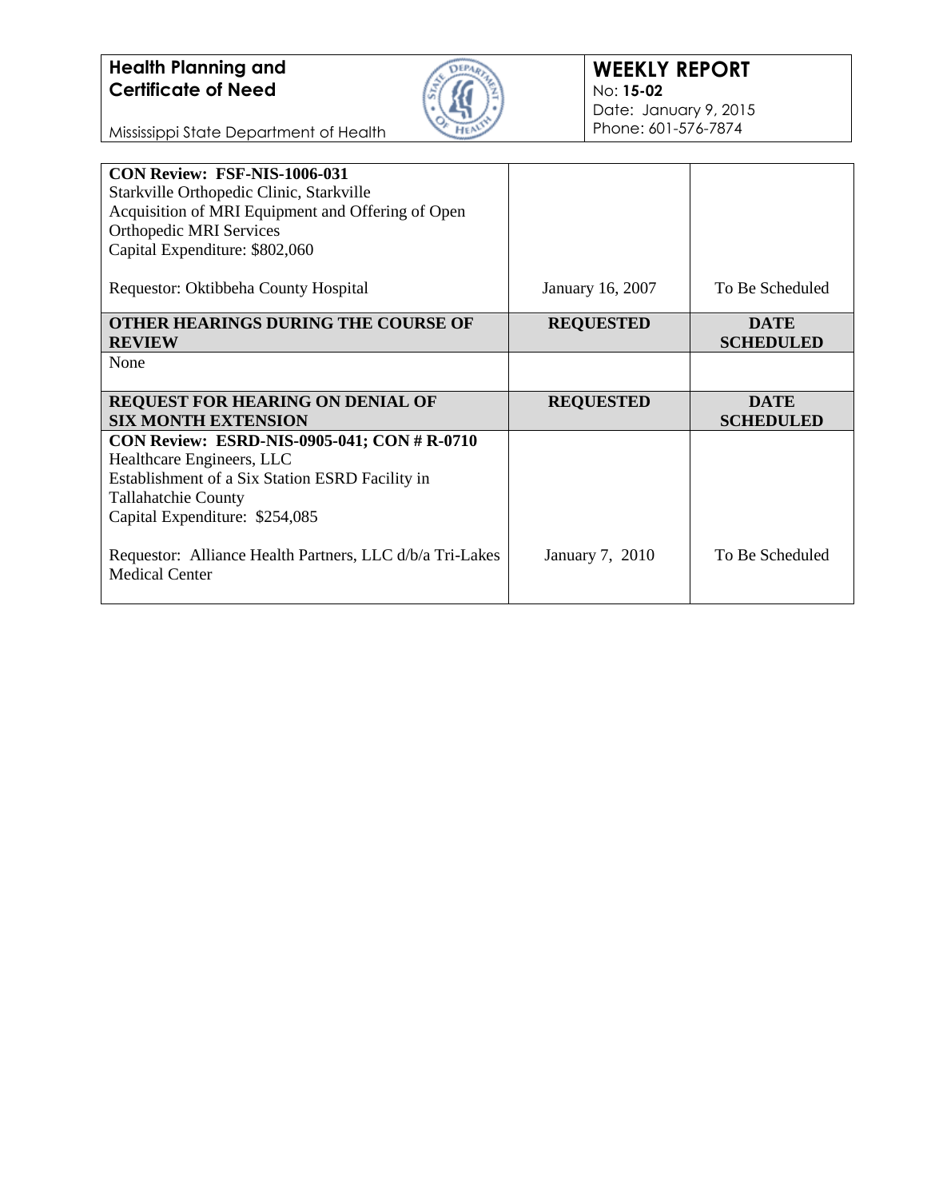| | | |
|---|---|---|
| **CON Review: FSF-NIS-1006-031**<br>Starkville Orthopedic Clinic, Starkville<br>Acquisition of MRI Equipment and Offering of Open Orthopedic MRI Services<br>Capital Expenditure: $802,060<br><br>Requestor: Oktibbeha County Hospital | January 16, 2007 | To Be Scheduled |
| **OTHER HEARINGS DURING THE COURSE OF REVIEW** | **REQUESTED** | **DATE SCHEDULED** |
| None | | |
| **REQUEST FOR HEARING ON DENIAL OF SIX MONTH EXTENSION** | **REQUESTED** | **DATE SCHEDULED** |
| **CON Review: ESRD-NIS-0905-041; CON # R-0710**<br>Healthcare Engineers, LLC<br>Establishment of a Six Station ESRD Facility in Tallahatchie County<br>Capital Expenditure: $254,085<br><br>Requestor: Alliance Health Partners, LLC d/b/a Tri-Lakes Medical Center | January 7, 2010 | To Be Scheduled |